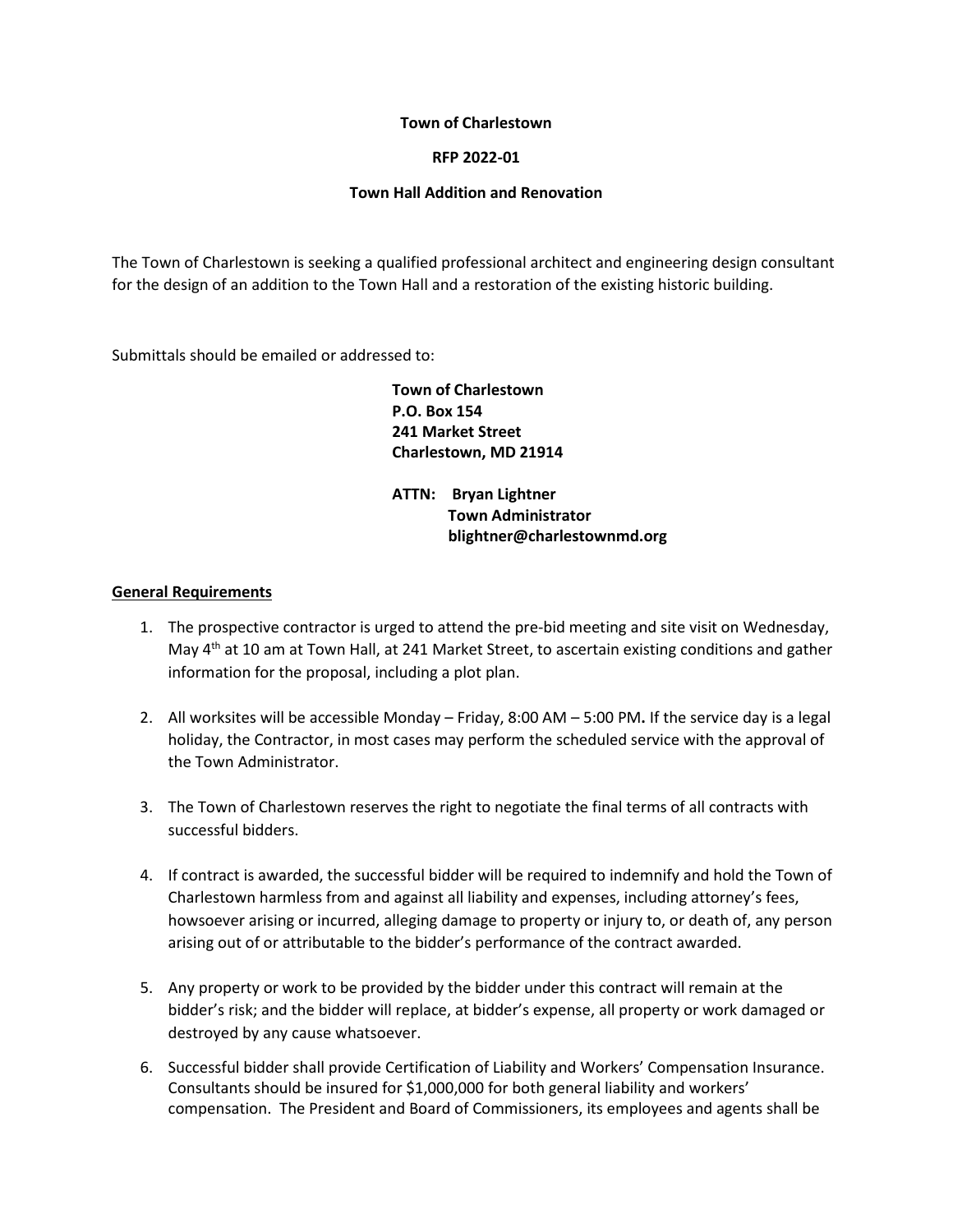**Town of Charlestown**

**RFP 2022-01**

**Town Hall Addition and Renovation**

The Town of Charlestown is seeking a qualified professional architect and engineering design consultant for the design of an addition to the Town Hall and a restoration of the existing historic building.

Submittals should be emailed or addressed to:

**Town of Charlestown**
**P.O. Box 154**
**241 Market Street**
**Charlestown, MD 21914**

**ATTN: Bryan Lightner**
**Town Administrator**
**blightner@charlestownmd.org**

**General Requirements**

1. The prospective contractor is urged to attend the pre-bid meeting and site visit on Wednesday, May 4th at 10 am at Town Hall, at 241 Market Street, to ascertain existing conditions and gather information for the proposal, including a plot plan.

2. All worksites will be accessible Monday – Friday, 8:00 AM – 5:00 PM**.** If the service day is a legal holiday, the Contractor, in most cases may perform the scheduled service with the approval of the Town Administrator.

3. The Town of Charlestown reserves the right to negotiate the final terms of all contracts with successful bidders.

4. If contract is awarded, the successful bidder will be required to indemnify and hold the Town of Charlestown harmless from and against all liability and expenses, including attorney's fees, howsoever arising or incurred, alleging damage to property or injury to, or death of, any person arising out of or attributable to the bidder's performance of the contract awarded.

5. Any property or work to be provided by the bidder under this contract will remain at the bidder's risk; and the bidder will replace, at bidder's expense, all property or work damaged or destroyed by any cause whatsoever.

6. Successful bidder shall provide Certification of Liability and Workers' Compensation Insurance. Consultants should be insured for $1,000,000 for both general liability and workers' compensation. The President and Board of Commissioners, its employees and agents shall be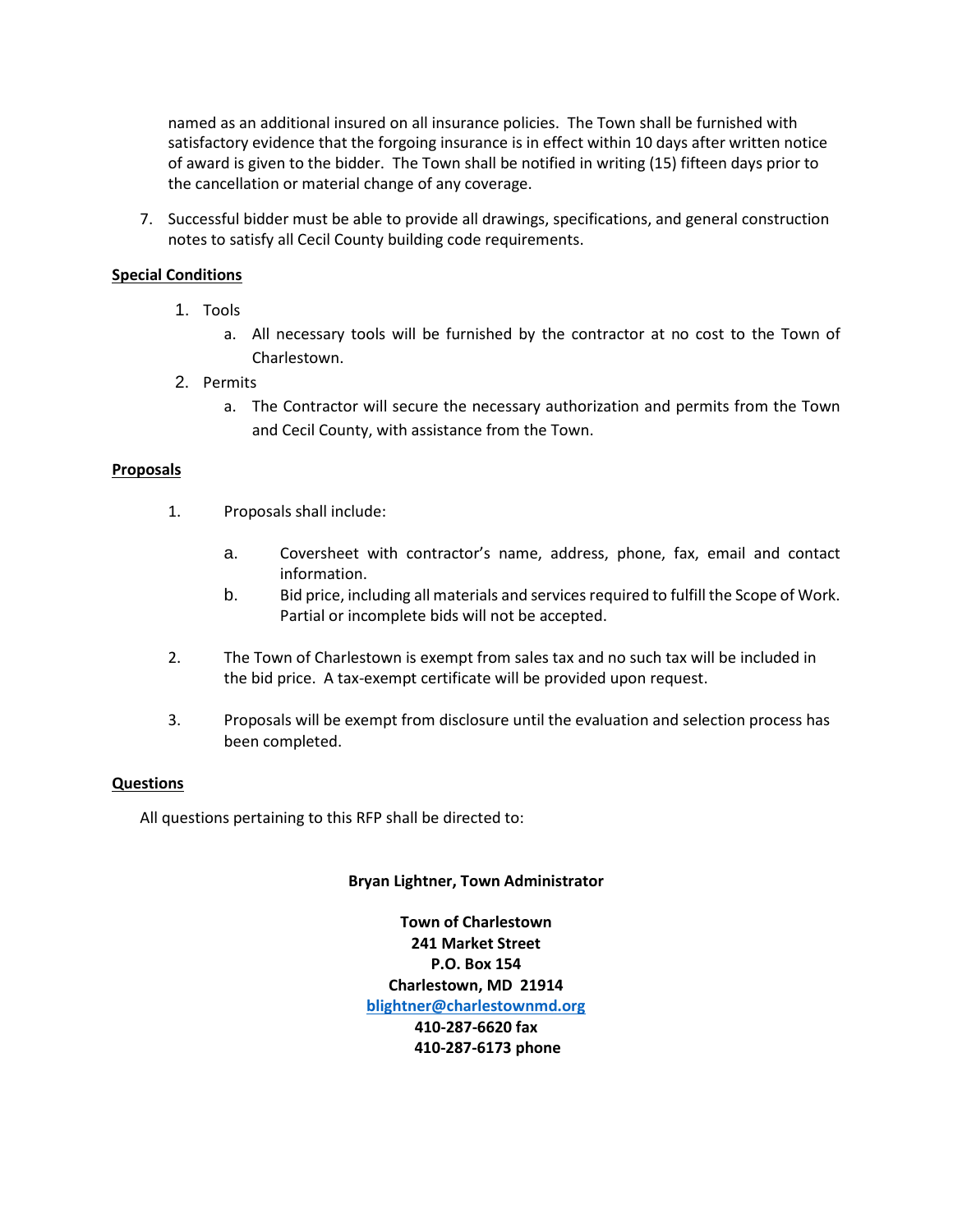named as an additional insured on all insurance policies. The Town shall be furnished with satisfactory evidence that the forgoing insurance is in effect within 10 days after written notice of award is given to the bidder. The Town shall be notified in writing (15) fifteen days prior to the cancellation or material change of any coverage.

7. Successful bidder must be able to provide all drawings, specifications, and general construction notes to satisfy all Cecil County building code requirements.

**Special Conditions**

1. Tools
   a. All necessary tools will be furnished by the contractor at no cost to the Town of Charlestown.
2. Permits
   a. The Contractor will secure the necessary authorization and permits from the Town and Cecil County, with assistance from the Town.

**Proposals**

1. Proposals shall include:

   a. Coversheet with contractor's name, address, phone, fax, email and contact information.
   b. Bid price, including all materials and services required to fulfill the Scope of Work. Partial or incomplete bids will not be accepted.

2. The Town of Charlestown is exempt from sales tax and no such tax will be included in the bid price. A tax-exempt certificate will be provided upon request.

3. Proposals will be exempt from disclosure until the evaluation and selection process has been completed.

**Questions**

All questions pertaining to this RFP shall be directed to:

**Bryan Lightner, Town Administrator**

**Town of Charlestown**
**241 Market Street**
**P.O. Box 154**
**Charlestown, MD 21914**
**blightner@charlestownmd.org**
**410-287-6620 fax**
**410-287-6173 phone**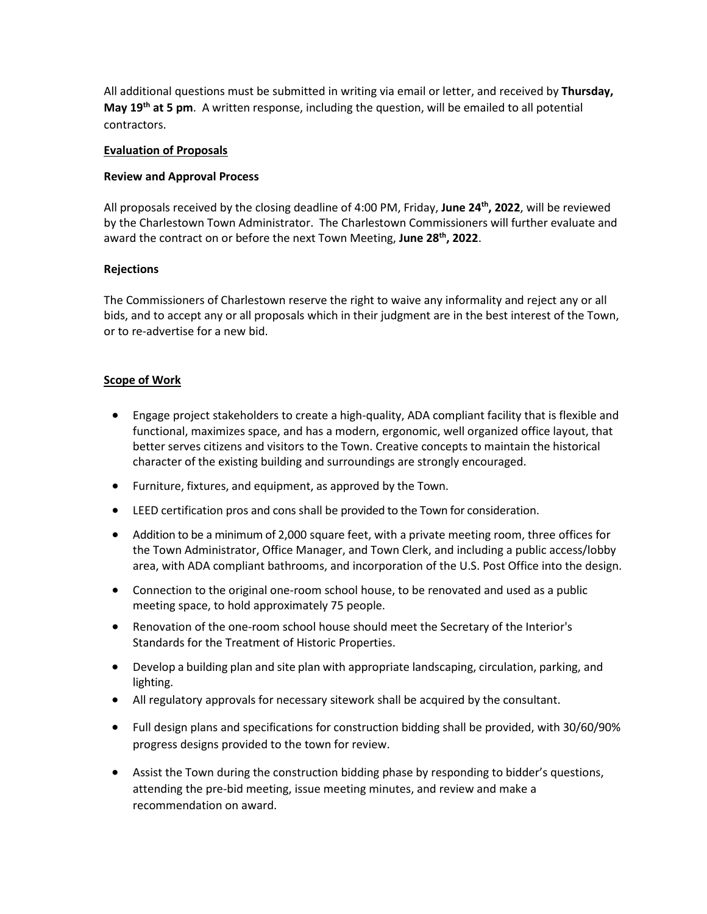All additional questions must be submitted in writing via email or letter, and received by **Thursday, May 19th at 5 pm**. A written response, including the question, will be emailed to all potential contractors.

**Evaluation of Proposals**

**Review and Approval Process**

All proposals received by the closing deadline of 4:00 PM, Friday, **June 24th, 2022**, will be reviewed by the Charlestown Town Administrator. The Charlestown Commissioners will further evaluate and award the contract on or before the next Town Meeting, **June 28th, 2022**.

**Rejections**

The Commissioners of Charlestown reserve the right to waive any informality and reject any or all bids, and to accept any or all proposals which in their judgment are in the best interest of the Town, or to re-advertise for a new bid.

**Scope of Work**

- Engage project stakeholders to create a high-quality, ADA compliant facility that is flexible and functional, maximizes space, and has a modern, ergonomic, well organized office layout, that better serves citizens and visitors to the Town. Creative concepts to maintain the historical character of the existing building and surroundings are strongly encouraged.
- Furniture, fixtures, and equipment, as approved by the Town.
- LEED certification pros and cons shall be provided to the Town for consideration.
- Addition to be a minimum of 2,000 square feet, with a private meeting room, three offices for the Town Administrator, Office Manager, and Town Clerk, and including a public access/lobby area, with ADA compliant bathrooms, and incorporation of the U.S. Post Office into the design.
- Connection to the original one-room school house, to be renovated and used as a public meeting space, to hold approximately 75 people.
- Renovation of the one-room school house should meet the Secretary of the Interior's Standards for the Treatment of Historic Properties.
- Develop a building plan and site plan with appropriate landscaping, circulation, parking, and lighting.
- All regulatory approvals for necessary sitework shall be acquired by the consultant.
- Full design plans and specifications for construction bidding shall be provided, with 30/60/90% progress designs provided to the town for review.
- Assist the Town during the construction bidding phase by responding to bidder's questions, attending the pre-bid meeting, issue meeting minutes, and review and make a recommendation on award.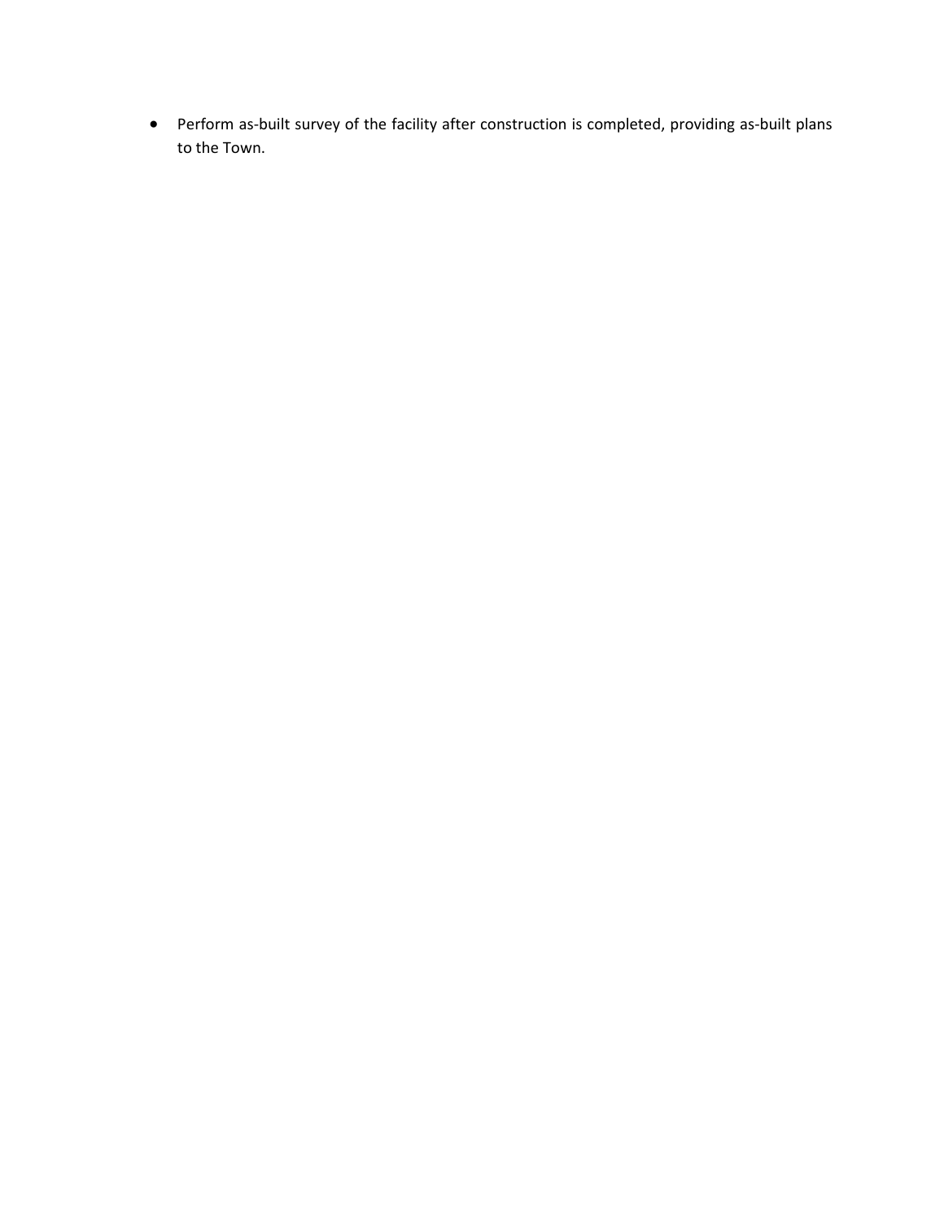- Perform as-built survey of the facility after construction is completed, providing as-built plans to the Town.